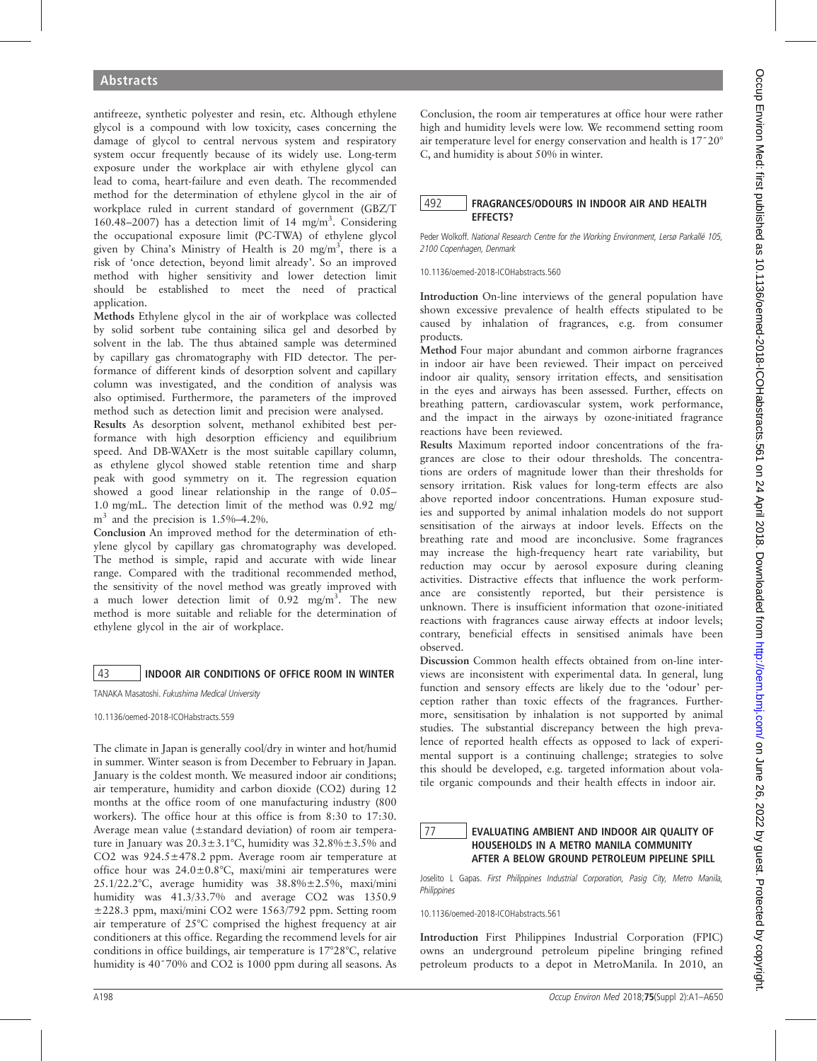antifreeze, synthetic polyester and resin, etc. Although ethylene glycol is a compound with low toxicity, cases concerning the damage of glycol to central nervous system and respiratory system occur frequently because of its widely use. Long-term exposure under the workplace air with ethylene glycol can lead to coma, heart-failure and even death. The recommended method for the determination of ethylene glycol in the air of workplace ruled in current standard of government (GBZ/T 160.48–2007) has a detection limit of 14 mg/m$^3$. Considering the occupational exposure limit (PC-TWA) of ethylene glycol given by China's Ministry of Health is 20 mg/m$^3$, there is a risk of 'once detection, beyond limit already'. So an improved method with higher sensitivity and lower detection limit should be established to meet the need of practical application.

**Methods** Ethylene glycol in the air of workplace was collected by solid sorbent tube containing silica gel and desorbed by solvent in the lab. The thus obtained sample was determined by capillary gas chromatography with FID detector. The performance of different kinds of desorption solvent and capillary column was investigated, and the condition of analysis was also optimised. Furthermore, the parameters of the improved method such as detection limit and precision were analysed.

**Results** As desorption solvent, methanol exhibited best performance with high desorption efficiency and equilibrium speed. And DB-WAXetr is the most suitable capillary column, as ethylene glycol showed stable retention time and sharp peak with good symmetry on it. The regression equation showed a good linear relationship in the range of 0.05–1.0 mg/mL. The detection limit of the method was 0.92 mg/m$^3$ and the precision is 1.5%–4.2%.

**Conclusion** An improved method for the determination of ethylene glycol by capillary gas chromatography was developed. The method is simple, rapid and accurate with wide linear range. Compared with the traditional recommended method, the sensitivity of the novel method was greatly improved with a much lower detection limit of 0.92 mg/m$^3$. The new method is more suitable and reliable for the determination of ethylene glycol in the air of workplace.

## 43 INDOOR AIR CONDITIONS OF OFFICE ROOM IN WINTER

TANAKA Masatoshi. *Fukushima Medical University*

10.1136/oemed-2018-ICOHabstracts.559

The climate in Japan is generally cool/dry in winter and hot/humid in summer. Winter season is from December to February in Japan. January is the coldest month. We measured indoor air conditions; air temperature, humidity and carbon dioxide ($CO_2$) during 12 months at the office room of one manufacturing industry (800 workers). The office hour at this office is from 8:30 to 17:30. Average mean value (±standard deviation) of room air temperature in January was 20.3±3.1°C, humidity was 32.8%±3.5% and $CO_2$ was 924.5±478.2 ppm. Average room air temperature at office hour was 24.0±0.8°C, maxi/mini air temperatures were 25.1/22.2°C, average humidity was 38.8%±2.5%, maxi/mini humidity was 41.3/33.7% and average $CO_2$ was 1350.9 ±228.3 ppm, maxi/mini $CO_2$ were 1563/792 ppm. Setting room air temperature of 25°C comprised the highest frequency at air conditioners at this office. Regarding the recommend levels for air conditions in office buildings, air temperature is 17°28°C, relative humidity is 40˜70% and $CO_2$ is 1000 ppm during all seasons. As Conclusion, the room air temperatures at office hour were rather high and humidity levels were low. We recommend setting room air temperature level for energy conservation and health is 17˜20° C, and humidity is about 50% in winter.

## 492 FRAGRANCES/ODOURS IN INDOOR AIR AND HEALTH EFFECTS?

Peder Wolkoff. *National Research Centre for the Working Environment, Lersø Parkallé 105, 2100 Copenhagen, Denmark*

10.1136/oemed-2018-ICOHabstracts.560

**Introduction** On-line interviews of the general population have shown excessive prevalence of health effects stipulated to be caused by inhalation of fragrances, e.g. from consumer products.

**Method** Four major abundant and common airborne fragrances in indoor air have been reviewed. Their impact on perceived indoor air quality, sensory irritation effects, and sensitisation in the eyes and airways has been assessed. Further, effects on breathing pattern, cardiovascular system, work performance, and the impact in the airways by ozone-initiated fragrance reactions have been reviewed.

**Results** Maximum reported indoor concentrations of the fragrances are close to their odour thresholds. The concentrations are orders of magnitude lower than their thresholds for sensory irritation. Risk values for long-term effects are also above reported indoor concentrations. Human exposure studies and supported by animal inhalation models do not support sensitisation of the airways at indoor levels. Effects on the breathing rate and mood are inconclusive. Some fragrances may increase the high-frequency heart rate variability, but reduction may occur by aerosol exposure during cleaning activities. Distractive effects that influence the work performance are consistently reported, but their persistence is unknown. There is insufficient information that ozone-initiated reactions with fragrances cause airway effects at indoor levels; contrary, beneficial effects in sensitised animals have been observed.

**Discussion** Common health effects obtained from on-line interviews are inconsistent with experimental data. In general, lung function and sensory effects are likely due to the 'odour' perception rather than toxic effects of the fragrances. Furthermore, sensitisation by inhalation is not supported by animal studies. The substantial discrepancy between the high prevalence of reported health effects as opposed to lack of experimental support is a continuing challenge; strategies to solve this should be developed, e.g. targeted information about volatile organic compounds and their health effects in indoor air.

## 77 EVALUATING AMBIENT AND INDOOR AIR QUALITY OF HOUSEHOLDS IN A METRO MANILA COMMUNITY AFTER A BELOW GROUND PETROLEUM PIPELINE SPILL

Joselito L Gapas. *First Philippines Industrial Corporation, Pasig City, Metro Manila, Philippines*

10.1136/oemed-2018-ICOHabstracts.561

**Introduction** First Philippines Industrial Corporation (FPIC) owns an underground petroleum pipeline bringing refined petroleum products to a depot in MetroManila. In 2010, an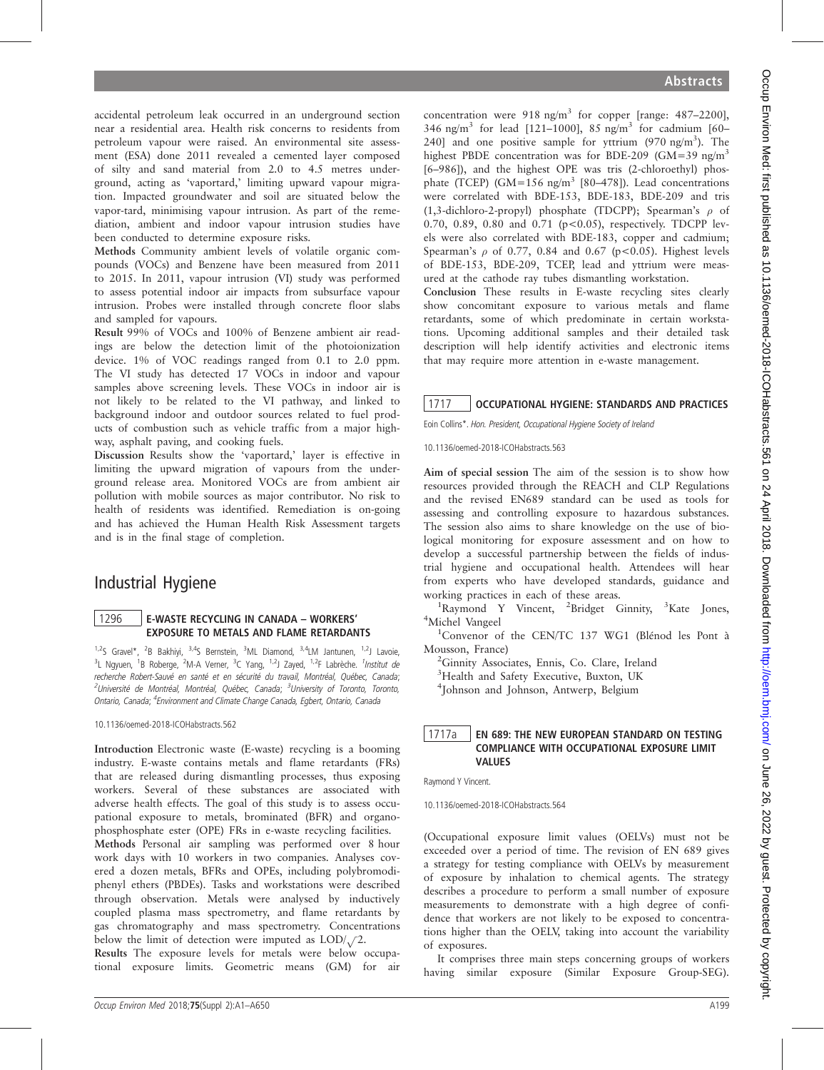accidental petroleum leak occurred in an underground section near a residential area. Health risk concerns to residents from petroleum vapour were raised. An environmental site assessment (ESA) done 2011 revealed a cemented layer composed of silty and sand material from 2.0 to 4.5 metres underground, acting as 'vaportard,' limiting upward vapour migration. Impacted groundwater and soil are situated below the vapor-tard, minimising vapour intrusion. As part of the remediation, ambient and indoor vapour intrusion studies have been conducted to determine exposure risks.

**Methods** Community ambient levels of volatile organic compounds (VOCs) and Benzene have been measured from 2011 to 2015. In 2011, vapour intrusion (VI) study was performed to assess potential indoor air impacts from subsurface vapour intrusion. Probes were installed through concrete floor slabs and sampled for vapours.

**Result** 99% of VOCs and 100% of Benzene ambient air readings are below the detection limit of the photoionization device. 1% of VOC readings ranged from 0.1 to 2.0 ppm. The VI study has detected 17 VOCs in indoor and vapour samples above screening levels. These VOCs in indoor air is not likely to be related to the VI pathway, and linked to background indoor and outdoor sources related to fuel products of combustion such as vehicle traffic from a major highway, asphalt paving, and cooking fuels.

**Discussion** Results show the 'vaportard,' layer is effective in limiting the upward migration of vapours from the underground release area. Monitored VOCs are from ambient air pollution with mobile sources as major contributor. No risk to health of residents was identified. Remediation is on-going and has achieved the Human Health Risk Assessment targets and is in the final stage of completion.

# Industrial Hygiene

## 1296 E-WASTE RECYCLING IN CANADA – WORKERS' EXPOSURE TO METALS AND FLAME RETARDANTS

[1,2]S Gravel*, [2]B Bakhiyi, [3,4]S Bernstein, [3]ML Diamond, [3,4]LM Jantunen, [1,2]J Lavoie, [3]L Ngyuen, [1]B Roberge, [2]M-A Verner, [3]C Yang, [1,2]J Zayed, [1,2]F Labrèche. [1]*Institut de recherche Robert-Sauvé en santé et en sécurité du travail, Montréal, Québec, Canada;* [2]*Université de Montréal, Montréal, Québec, Canada;* [3]*University of Toronto, Toronto, Ontario, Canada;* [4]*Environment and Climate Change Canada, Egbert, Ontario, Canada*

10.1136/oemed-2018-ICOHabstracts.562

**Introduction** Electronic waste (E-waste) recycling is a booming industry. E-waste contains metals and flame retardants (FRs) that are released during dismantling processes, thus exposing workers. Several of these substances are associated with adverse health effects. The goal of this study is to assess occupational exposure to metals, brominated (BFR) and organophosphosphate ester (OPE) FRs in e-waste recycling facilities.

**Methods** Personal air sampling was performed over 8 hour work days with 10 workers in two companies. Analyses covered a dozen metals, BFRs and OPEs, including polybromodiphenyl ethers (PBDEs). Tasks and workstations were described through observation. Metals were analysed by inductively coupled plasma mass spectrometry, and flame retardants by gas chromatography and mass spectrometry. Concentrations below the limit of detection were imputed as $LOD/\sqrt{2}$.

**Results** The exposure levels for metals were below occupational exposure limits. Geometric means (GM) for air concentration were 918 ng/m$^3$ for copper [range: 487–2200], 346 ng/m$^3$ for lead [121–1000], 85 ng/m$^3$ for cadmium [60–240] and one positive sample for yttrium (970 ng/m$^3$). The highest PBDE concentration was for BDE-209 (GM=39 ng/m$^3$ [6–986]), and the highest OPE was tris (2-chloroethyl) phosphate (TCEP) (GM=156 ng/m$^3$ [80–478]). Lead concentrations were correlated with BDE-153, BDE-183, BDE-209 and tris (1,3-dichloro-2-propyl) phosphate (TDCPP); Spearman's $\rho$ of 0.70, 0.89, 0.80 and 0.71 ($p<0.05$), respectively. TDCPP levels were also correlated with BDE-183, copper and cadmium; Spearman's $\rho$ of 0.77, 0.84 and 0.67 ($p<0.05$). Highest levels of BDE-153, BDE-209, TCEP, lead and yttrium were measured at the cathode ray tubes dismantling workstation.

**Conclusion** These results in E-waste recycling sites clearly show concomitant exposure to various metals and flame retardants, some of which predominate in certain workstations. Upcoming additional samples and their detailed task description will help identify activities and electronic items that may require more attention in e-waste management.

## 1717 OCCUPATIONAL HYGIENE: STANDARDS AND PRACTICES

Eoin Collins*. *Hon. President, Occupational Hygiene Society of Ireland*

10.1136/oemed-2018-ICOHabstracts.563

**Aim of special session** The aim of the session is to show how resources provided through the REACH and CLP Regulations and the revised EN689 standard can be used as tools for assessing and controlling exposure to hazardous substances. The session also aims to share knowledge on the use of biological monitoring for exposure assessment and on how to develop a successful partnership between the fields of industrial hygiene and occupational health. Attendees will hear from experts who have developed standards, guidance and working practices in each of these areas.

[1]Raymond Y Vincent, [2]Bridget Ginnity, [3]Kate Jones, [4]Michel Vangeel

[1]Convenor of the CEN/TC 137 WG1 (Blénod les Pont à Mousson, France)

[2]Ginnity Associates, Ennis, Co. Clare, Ireland

[3]Health and Safety Executive, Buxton, UK

[4]Johnson and Johnson, Antwerp, Belgium

## 1717a EN 689: THE NEW EUROPEAN STANDARD ON TESTING COMPLIANCE WITH OCCUPATIONAL EXPOSURE LIMIT VALUES

Raymond Y Vincent.

10.1136/oemed-2018-ICOHabstracts.564

(Occupational exposure limit values (OELVs) must not be exceeded over a period of time. The revision of EN 689 gives a strategy for testing compliance with OELVs by measurement of exposure by inhalation to chemical agents. The strategy describes a procedure to perform a small number of exposure measurements to demonstrate with a high degree of confidence that workers are not likely to be exposed to concentrations higher than the OELV, taking into account the variability of exposures.

It comprises three main steps concerning groups of workers having similar exposure (Similar Exposure Group-SEG).